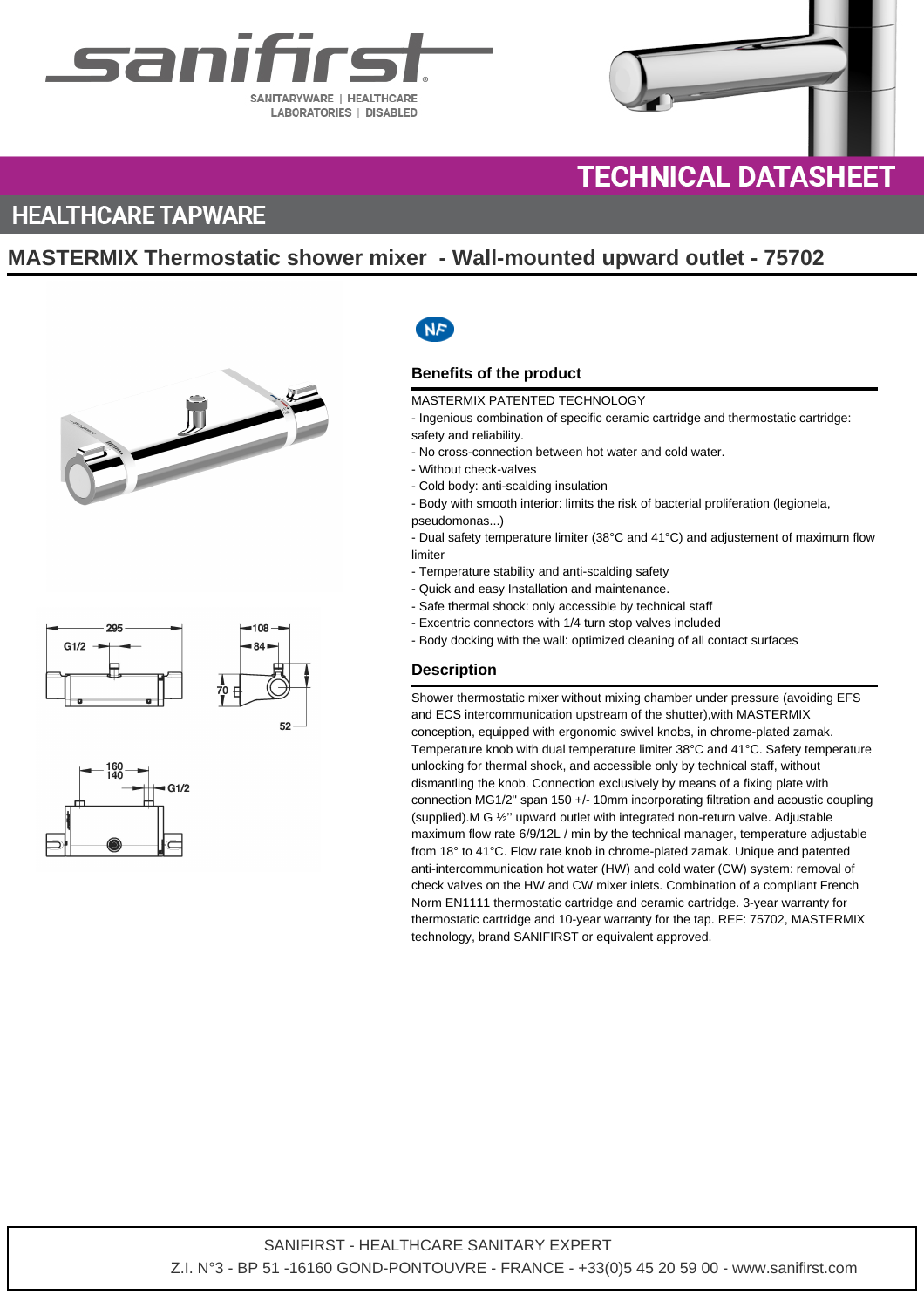sanifirst

SANITARYWARE | HEALTHCARE
LABORATORIES | DISABLED

# TECHNICAL DATASHEET

## HEALTHCARE TAPWARE

## MASTERMIX Thermostatic shower mixer - Wall-mounted upward outlet - 75702

### Benefits of the product

MASTERMIX PATENTED TECHNOLOGY
- Ingenious combination of specific ceramic cartridge and thermostatic cartridge: safety and reliability.
- No cross-connection between hot water and cold water.
- Without check-valves
- Cold body: anti-scalding insulation
- Body with smooth interior: limits the risk of bacterial proliferation (legionela, pseudomonas...)
- Dual safety temperature limiter (38°C and 41°C) and adjustement of maximum flow limiter
- Temperature stability and anti-scalding safety
- Quick and easy Installation and maintenance.
- Safe thermal shock: only accessible by technical staff
- Excentric connectors with 1/4 turn stop valves included
- Body docking with the wall: optimized cleaning of all contact surfaces

### Description

Shower thermostatic mixer without mixing chamber under pressure (avoiding EFS and ECS intercommunication upstream of the shutter),with MASTERMIX conception, equipped with ergonomic swivel knobs, in chrome-plated zamak. Temperature knob with dual temperature limiter 38°C and 41°C. Safety temperature unlocking for thermal shock, and accessible only by technical staff, without dismantling the knob. Connection exclusively by means of a fixing plate with connection MG1/2" span 150 +/- 10mm incorporating filtration and acoustic coupling (supplied).M G ½'' upward outlet with integrated non-return valve. Adjustable maximum flow rate 6/9/12L / min by the technical manager, temperature adjustable from 18° to 41°C. Flow rate knob in chrome-plated zamak. Unique and patented anti-intercommunication hot water (HW) and cold water (CW) system: removal of check valves on the HW and CW mixer inlets. Combination of a compliant French Norm EN1111 thermostatic cartridge and ceramic cartridge. 3-year warranty for thermostatic cartridge and 10-year warranty for the tap. REF: 75702, MASTERMIX technology, brand SANIFIRST or equivalent approved.

SANIFIRST - HEALTHCARE SANITARY EXPERT
Z.I. N°3 - BP 51 -16160 GOND-PONTOUVRE - FRANCE - +33(0)5 45 20 59 00 - www.sanifirst.com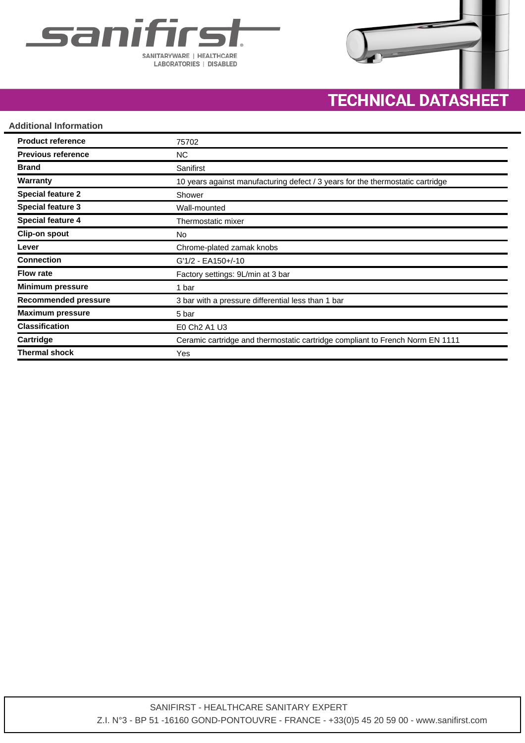# TECHNICAL DATASHEET

## Additional Information

| | |
|---|---|
| **Product reference** | 75702 |
| **Previous reference** | NC |
| **Brand** | Sanifirst |
| **Warranty** | 10 years against manufacturing defect / 3 years for the thermostatic cartridge |
| **Special feature 2** | Shower |
| **Special feature 3** | Wall-mounted |
| **Special feature 4** | Thermostatic mixer |
| **Clip-on spout** | No |
| **Lever** | Chrome-plated zamak knobs |
| **Connection** | G'1/2 - EA150+/-10 |
| **Flow rate** | Factory settings: 9L/min at 3 bar |
| **Minimum pressure** | 1 bar |
| **Recommended pressure** | 3 bar with a pressure differential less than 1 bar |
| **Maximum pressure** | 5 bar |
| **Classification** | E0 Ch2 A1 U3 |
| **Cartridge** | Ceramic cartridge and thermostatic cartridge compliant to French Norm EN 1111 |
| **Thermal shock** | Yes |